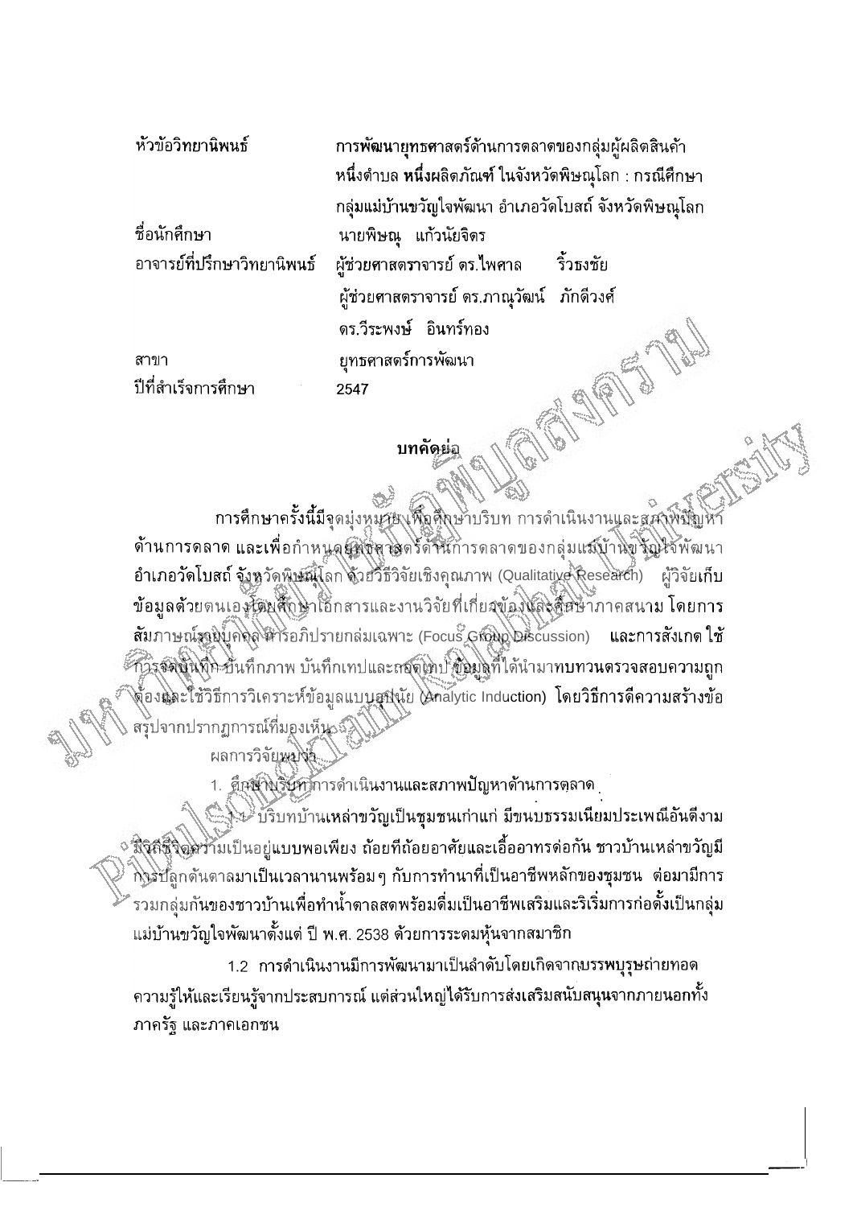| | |
|---|---|
| หัวข้อวิทยานิพนธ์ | การพัฒนายุทธศาสตร์ด้านการตลาดของกลุ่มผู้ผลิตสินค้าหนึ่งตำบล หนึ่งผลิตภัณฑ์ ในจังหวัดพิษณุโลก : กรณีศึกษากลุ่มแม่บ้านขวัญใจพัฒนา อำเภอวัดโบสถ์ จังหวัดพิษณุโลก |
| ชื่อนักศึกษา | นายพิษณุ แก้วนัยจิตร |
| อาจารย์ที่ปรึกษาวิทยานิพนธ์ | ผู้ช่วยศาสตราจารย์ ดร.ไพศาล ริ้วธงชัย |
| | ผู้ช่วยศาสตราจารย์ ดร.ภาณุวัฒน์ ภักดีวงศ์ |
| | ดร.วีระพงษ์ อินทร์ทอง |
| สาขา | ยุทธศาสตร์การพัฒนา |
| ปีที่สำเร็จการศึกษา | 2547 |

## บทคัดย่อ

การศึกษาครั้งนี้มีจุดมุ่งหมาย เพื่อศึกษาบริบท การดำเนินงานและสภาพปัญหาด้านการตลาด และเพื่อกำหนดยุทธศาสตร์ด้านการตลาดของกลุ่มแม่บ้านขวัญใจพัฒนา อำเภอวัดโบสถ์ จังหวัดพิษณุโลก ด้วยวิธีวิจัยเชิงคุณภาพ (Qualitative Research) ผู้วิจัยเก็บข้อมูลด้วยตนเองโดยศึกษาเอกสารและงานวิจัยที่เกี่ยวข้องและศึกษาภาคสนาม โดยการสัมภาษณ์รายบุคคล การอภิปรายกลุ่มเฉพาะ (Focus Group Discussion) และการสังเกต ใช้การจดบันทึก บันทึกภาพ บันทึกเทปและถอดเทป ข้อมูลที่ได้นำมาทบทวนตรวจสอบความถูกต้องและใช้วิธีการวิเคราะห์ข้อมูลแบบอุปนัย (Analytic Induction) โดยวิธีการตีความสร้างข้อสรุปจากปรากฏการณ์ที่มองเห็น

ผลการวิจัยพบว่า

1. ศึกษาบริบท การดำเนินงานและสภาพปัญหาด้านการตลาด

1.1 บริบทบ้านเหล่าขวัญเป็นชุมชนเก่าแก่ มีขนบธรรมเนียมประเพณีอันดีงาม มีวิถีชีวิตความเป็นอยู่แบบพอเพียง ถ้อยทีถ้อยอาศัยและเอื้ออาทรต่อกัน ชาวบ้านเหล่าขวัญมีการปลูกต้นตาลมาเป็นเวลานานพร้อมๆ กับการทำนาที่เป็นอาชีพหลักของชุมชน ต่อมามีการรวมกลุ่มกันของชาวบ้านเพื่อทำน้ำตาลสดพร้อมดื่มเป็นอาชีพเสริมและริเริ่มการก่อตั้งเป็นกลุ่มแม่บ้านขวัญใจพัฒนาตั้งแต่ ปี พ.ศ. 2538 ด้วยการระดมหุ้นจากสมาชิก

1.2 การดำเนินงานมีการพัฒนามาเป็นลำดับโดยเกิดจากบรรพบุรุษถ่ายทอดความรู้ให้และเรียนรู้จากประสบการณ์ แต่ส่วนใหญ่ได้รับการส่งเสริมสนับสนุนจากภายนอกทั้งภาครัฐ และภาคเอกชน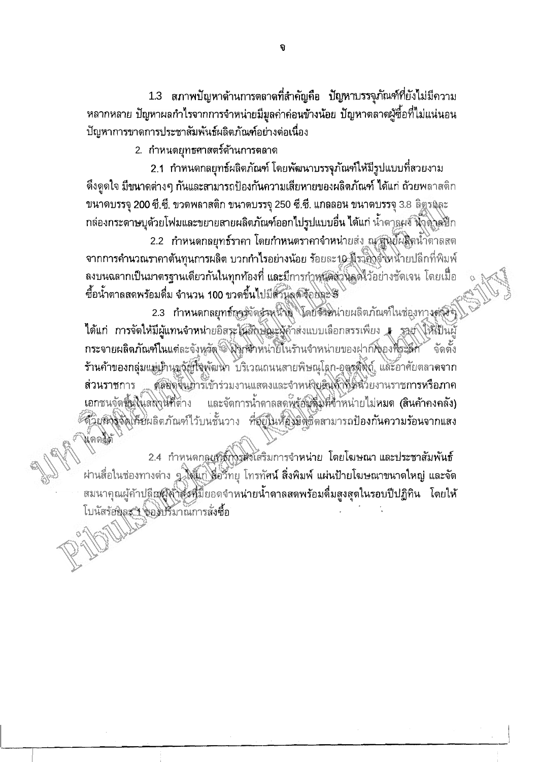1.3 สภาพปัญหาด้านการตลาดที่สำคัญคือ ปัญหาบรรจุภัณฑ์ที่ยังไม่มีความหลากหลาย ปัญหาผลกำไรจากการจำหน่ายมีมูลค่าค่อนข้างน้อย ปัญหาตลาดผู้ซื้อที่ไม่แน่นอน ปัญหาการขาดการประชาสัมพันธ์ผลิตภัณฑ์อย่างต่อเนื่อง

2. กำหนดยุทธศาสตร์ด้านการตลาด

2.1 กำหนดกลยุทธ์ผลิตภัณฑ์ โดยพัฒนาบรรจุภัณฑ์ให้มีรูปแบบที่สวยงาม ดึงดูดใจ มีขนาดต่างๆ กันและสามารถป้องกันความเสียหายของผลิตภัณฑ์ ได้แก่ ถ้วยพลาสติก ขนาดบรรจุ 200 ซี.ซี. ขวดพลาสติก ขนาดบรรจุ 250 ซี.ซี. แกลลอน ขนาดบรรจุ 3.8 ลิตรและกล่องกระดาษบุด้วยโฟมและขยายสายผลิตภัณฑ์ออกไปรูปแบบอื่น ได้แก่ น้ำตาลผง น้ำตาลปึก

2.2 กำหนดกลยุทธ์ราคา โดยกำหนดราคาจำหน่ายส่ง ณ ศูนย์ผลิตน้ำตาลสด จากการคำนวณราคาต้นทุนการผลิต บวกกำไรอย่างน้อย ร้อยละ10 มีราคาจำหน่ายปลีกที่พิมพ์ลงบนฉลากเป็นมาตรฐานเดียวกันในทุกท้องที่ และมีการกำหนดส่วนลดไว้อย่างชัดเจน โดยเมื่อซื้อน้ำตาลสดพร้อมดื่ม จำนวน 100 ขวดขึ้นไปมีส่วนลด ร้อยละ 5

2.3 กำหนดกลยุทธ์การจัดจำหน่าย โดยจำหน่ายผลิตภัณฑ์ในช่องทางต่างๆ ได้แก่ การจัดให้มีผู้แทนจำหน่ายอิสระในลักษณะผู้ค้าส่งแบบเลือกสรรเพียง 1 ราย ให้เป็นผู้กระจายผลิตภัณฑ์ในแต่ละจังหวัด ฝากจำหน่ายในร้านจำหน่ายของฝาก/ของที่ระลึก จัดตั้งร้านค้าของกลุ่มแม่บ้านขวัญใจพัฒนา บริเวณถนนสายพิษณุโลก-อุตรดิตถ์ และอาศัยตลาดจากส่วนราชการ ตลอดจนการเข้าร่วมงานแสดงและจำหน่ายสินค้าที่หน่วยงานราชการหรือภาคเอกชนจัดขึ้นในสถานที่ต่าง และจัดการน้ำตาลสดพร้อมดื่มที่จำหน่ายไม่หมด (สินค้าคงคลัง) ด้วยการจัดเก็บผลิตภัณฑ์ไว้บนชั้นวาง ที่อยู่ในห้องมิดชิดสามารถป้องกันความร้อนจากแสงแดดได้

2.4 กำหนดกลยุทธ์การส่งเสริมการจำหน่าย โดยโฆษณา และประชาสัมพันธ์ผ่านสื่อในช่องทางต่าง ๆ ได้แก่ สื่อวิทยุ โทรทัศน์ สิ่งพิมพ์ แผ่นป้ายโฆษณาขนาดใหญ่ และจัดสมนาคุณผู้ค้าปลีก/ผู้ค้าส่งที่มียอดจำหน่ายน้ำตาลสดพร้อมดื่มสูงสุดในรอบปีปฏิทิน โดยให้โบนัสร้อยละ 1 ของปริมาณการสั่งซื้อ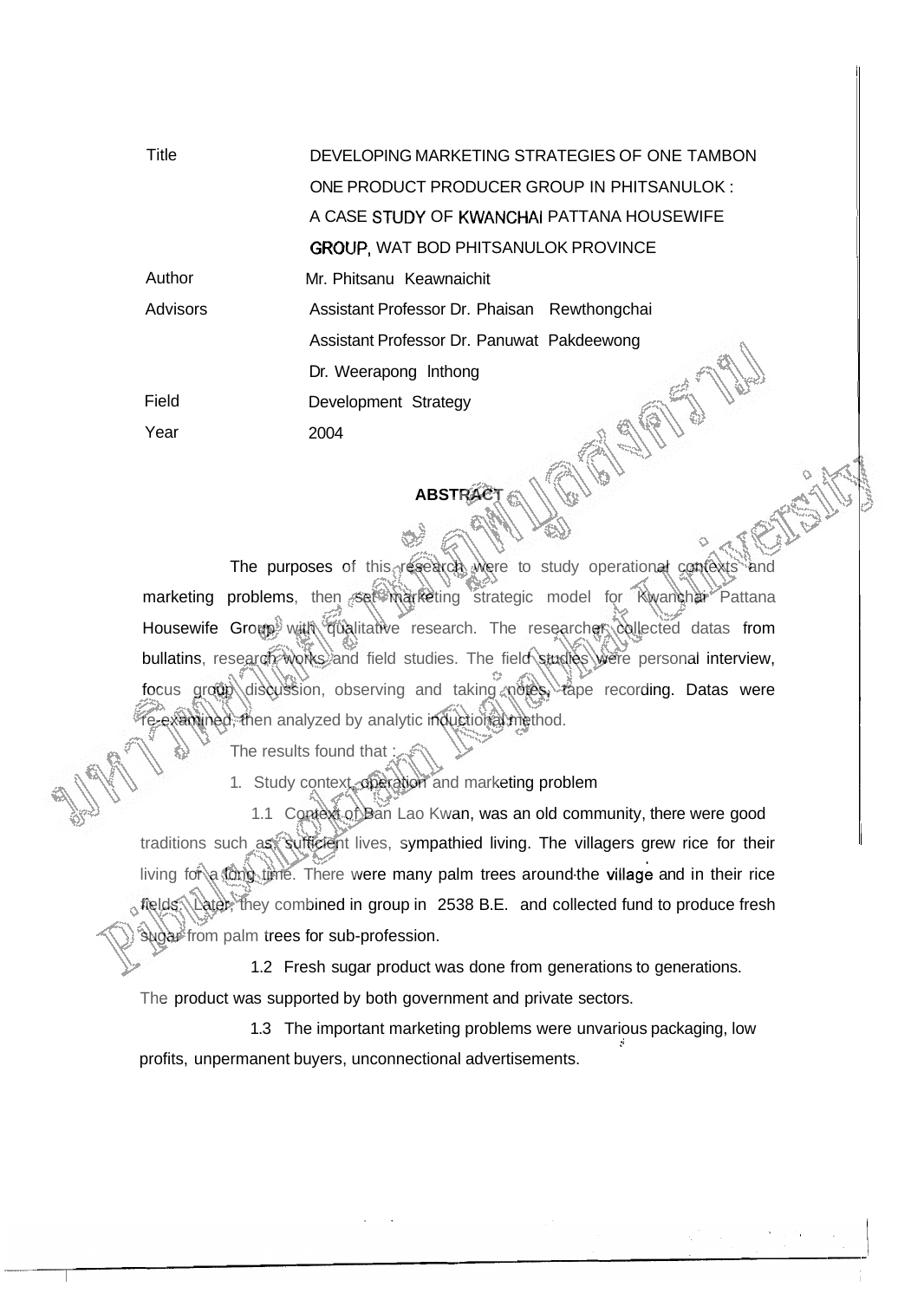| Title | DEVELOPING MARKETING STRATEGIES OF ONE TAMBON ONE PRODUCT PRODUCER GROUP IN PHITSANULOK : A CASE STUDY OF KWANCHAI PATTANA HOUSEWIFE GROUP, WAT BOD PHITSANULOK PROVINCE |
|---|---|
| Author | Mr. Phitsanu Keawnaichit |
| Advisors | Assistant Professor Dr. Phaisan Rewthongchai |
| | Assistant Professor Dr. Panuwat Pakdeewong |
| | Dr. Weerapong lnthong |
| Field | Development Strategy |
| Year | 2004 |

## ABSTRACT

The purposes of this research were to study operational contexts and marketing problems, then set marketing strategic model for Kwanchai Pattana Housewife Group with qualitative research. The researcher collected datas from bullatins, research works and field studies. The field studies were personal interview, focus group discussion, observing and taking notes, tape recording. Datas were re-examined, then analyzed by analytic inductional method.

The results found that :

1. Study context, operation and marketing problem

1.1 Context of Ban Lao Kwan, was an old community, there were good traditions such as sufficient lives, sympathied living. The villagers grew rice for their living for a long time. There were many palm trees around the village and in their rice fields. Later, they combined in group in 2538 B.E. and collected fund to produce fresh sugar from palm trees for sub-profession.

1.2 Fresh sugar product was done from generations to generations. The product was supported by both government and private sectors.

1.3 The important marketing problems were unvarious packaging, low profits, unpermanent buyers, unconnectional advertisements.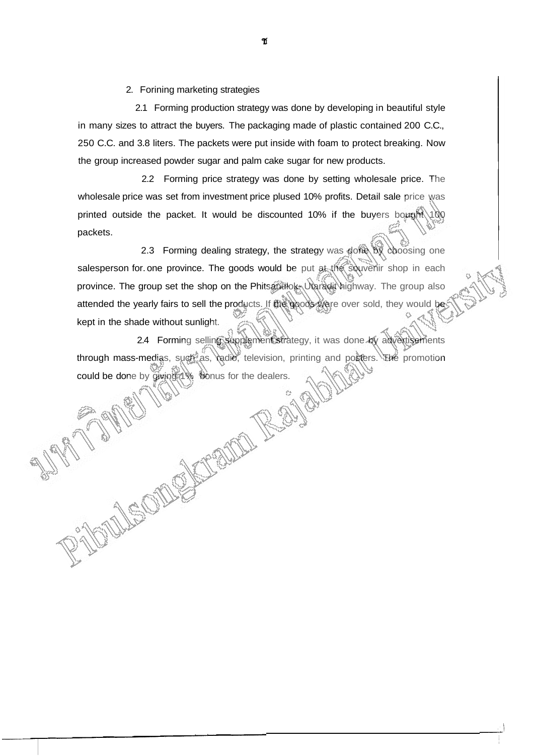2. Forining marketing strategies

2.1 Forming production strategy was done by developing in beautiful style in many sizes to attract the buyers. The packaging made of plastic contained 200 C.C., 250 C.C. and 3.8 liters. The packets were put inside with foam to protect breaking. Now the group increased powder sugar and palm cake sugar for new products.

2.2 Forming price strategy was done by setting wholesale price. The wholesale price was set from investment price plused 10% profits. Detail sale price was printed outside the packet. It would be discounted 10% if the buyers bought 100 packets.

2.3 Forming dealing strategy, the strategy was done by choosing one salesperson for. one province. The goods would be put at the souvenir shop in each province. The group set the shop on the Phitsanulok- Utaradit highway. The group also attended the yearly fairs to sell the products. If the goods were over sold, they would be kept in the shade without sunlight.

2.4 Forming selling supplement strategy, it was done by advertisements through mass-medias, such as, radio, television, printing and posters. The promotion could be done by giving 1% bonus for the dealers.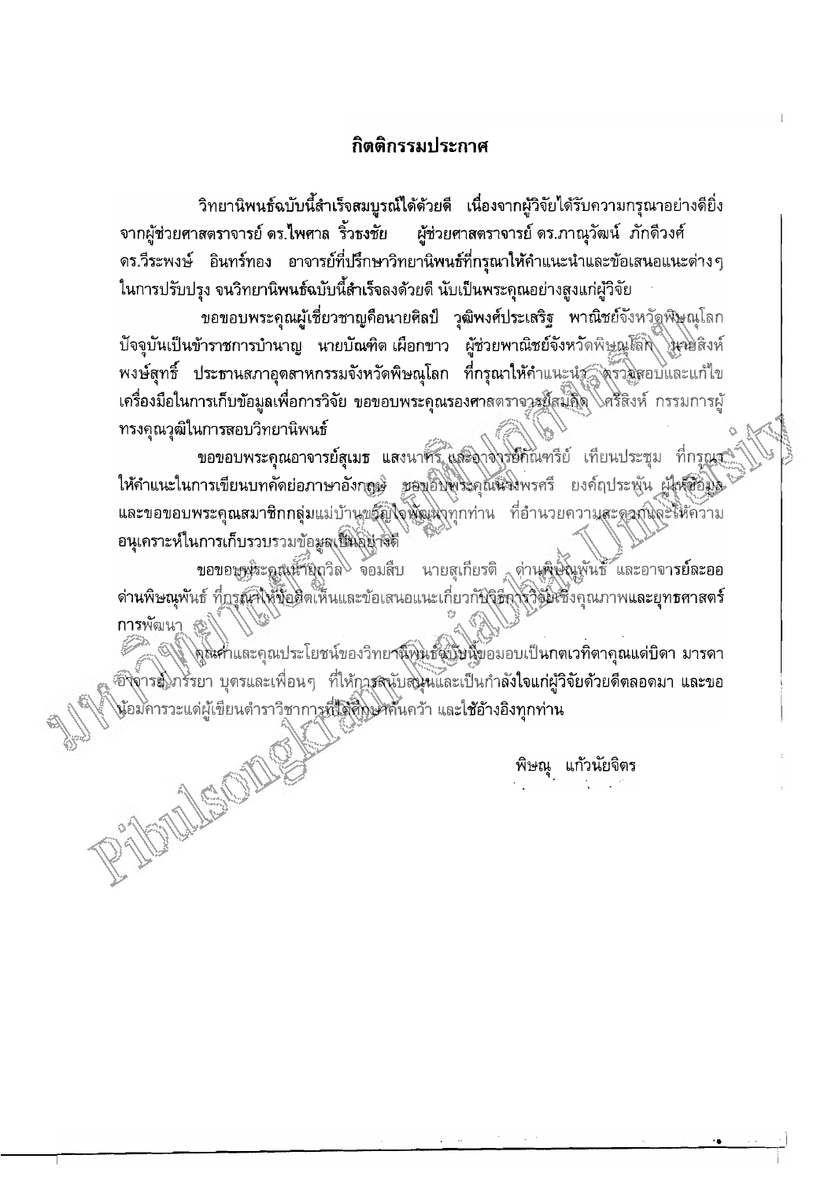# กิตติกรรมประกาศ

วิทยานิพนธ์ฉบับนี้สำเร็จสมบูรณ์ได้ด้วยดี เนื่องจากผู้วิจัยได้รับความกรุณาอย่างดียิ่ง จากผู้ช่วยศาสตราจารย์ ดร.ไพศาล ริ้วธงชัย ผู้ช่วยศาสตราจารย์ ดร.ภาณุวัฒน์ ภักดีวงศ์ ดร.วีระพงษ์ อินทร์ทอง อาจารย์ที่ปรึกษาวิทยานิพนธ์ที่กรุณาให้คำแนะนำและข้อเสนอแนะต่างๆ ในการปรับปรุง จนวิทยานิพนธ์ฉบับนี้สำเร็จลงด้วยดี นับเป็นพระคุณอย่างสูงแก่ผู้วิจัย

ขอขอบพระคุณผู้เชี่ยวชาญคือนายศิลป์ วุฒิพงศ์ประเสริฐ พาณิชย์จังหวัดพิษณุโลก ปัจจุบันเป็นข้าราชการบำนาญ นายบัณฑิต เผือกขาว ผู้ช่วยพาณิชย์จังหวัดพิษณุโลก นายสิงห์ พงษ์สุทธิ์ ประธานสภาอุตสาหกรรมจังหวัดพิษณุโลก ที่กรุณาให้คำแนะนำ ตรวจสอบและแก้ไข เครื่องมือในการเก็บข้อมูลเพื่อการวิจัย ขอขอบพระคุณรองศาสตราจารย์สมคิด ศรีสิงห์ กรรมการผู้ทรงคุณวุฒิในการสอบวิทยานิพนธ์

ขอขอบพระคุณอาจารย์สุเมธ แสงนาทีร และอาจารย์กัณฑรีย์ เทียนประชุม ที่กรุณาให้คำแนะนำในการเขียนบทคัดย่อภาษาอังกฤษ ขอขอบพระคุณนางพรศรี ยงค์ฤประพันธ์ ผู้ให้ข้อมูล และขอขอบพระคุณสมาชิกกลุ่มแม่บ้านขวัญใจพัฒนาทุกท่าน ที่อำนวยความสะดวกและให้ความอนุเคราะห์ในการเก็บรวบรวมข้อมูลเป็นอย่างดี

ขอขอบพระคุณนายถวิล จอมสืบ นายสุเกียรติ ด่านพิษณุพันธ์ และอาจารย์ละออ ด่านพิษณุพันธ์ ที่กรุณาให้ข้อคิดเห็นและข้อเสนอแนะเกี่ยวกับวิธีการวิจัยเชิงคุณภาพและยุทธศาสตร์การพัฒนา

คุณค่าและคุณประโยชน์ของวิทยานิพนธ์ฉบับนี้ขอมอบเป็นกตเวทิตาคุณแด่บิดา มารดา อาจารย์ ภรรยา บุตรและเพื่อนๆ ที่ให้การสนับสนุนและเป็นกำลังใจแก่ผู้วิจัยด้วยดีตลอดมา และขอน้อมคารวะแด่ผู้เขียนตำราวิชาการที่ได้ศึกษาค้นคว้า และใช้อ้างอิงทุกท่าน

พิษณุ แก้วนัยจิตร